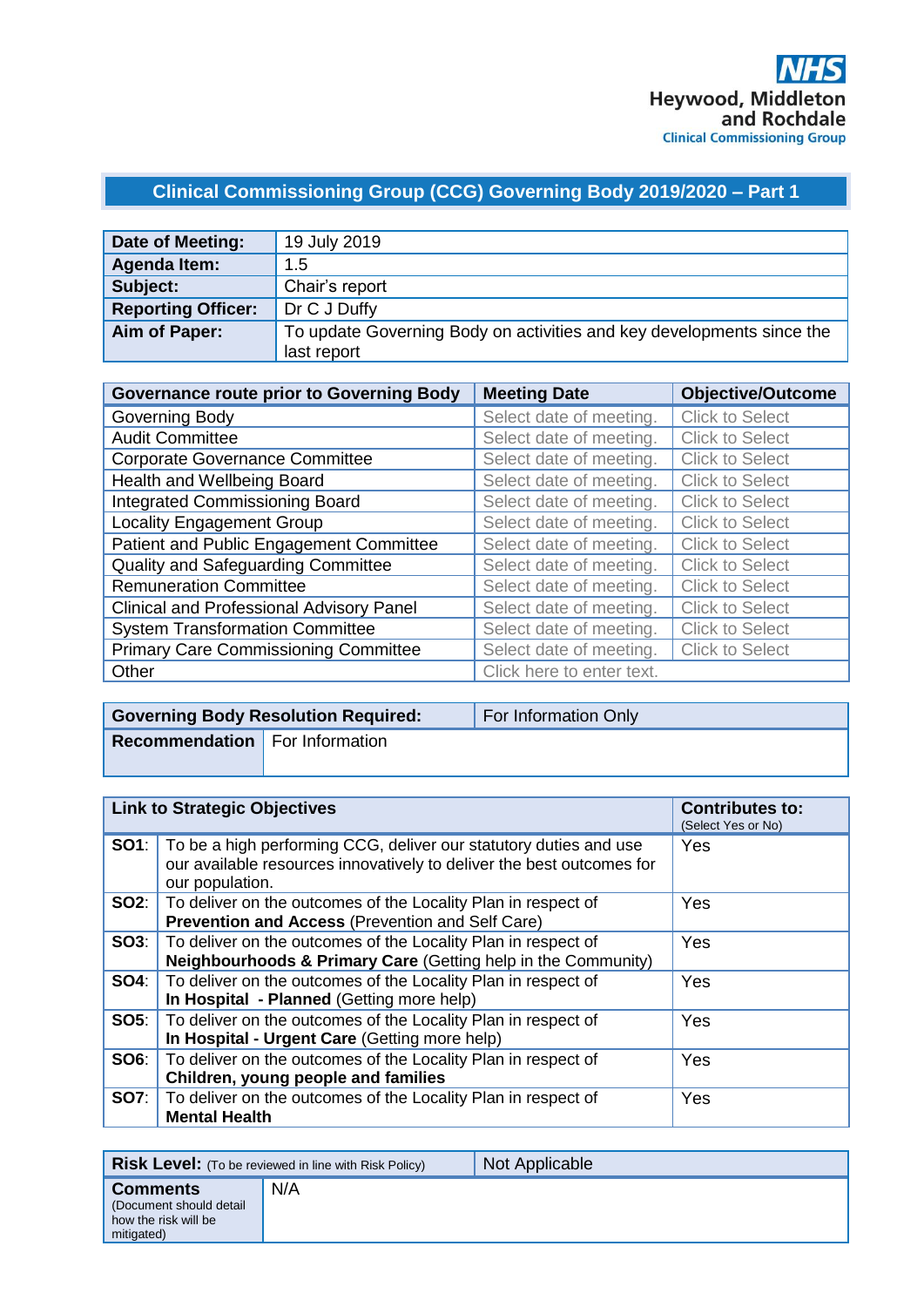NHS
Heywood, Middleton and Rochdale
Clinical Commissioning Group

# Clinical Commissioning Group (CCG) Governing Body 2019/2020 – Part 1

| **Date of Meeting:** | 19 July 2019 |
|---|---|
| **Agenda Item:** | 1.5 |
| **Subject:** | Chair's report |
| **Reporting Officer:** | Dr C J Duffy |
| **Aim of Paper:** | To update Governing Body on activities and key developments since the last report |

| **Governance route prior to Governing Body** | **Meeting Date** | **Objective/Outcome** |
|---|---|---|
| Governing Body | Select date of meeting. | Click to Select |
| Audit Committee | Select date of meeting. | Click to Select |
| Corporate Governance Committee | Select date of meeting. | Click to Select |
| Health and Wellbeing Board | Select date of meeting. | Click to Select |
| Integrated Commissioning Board | Select date of meeting. | Click to Select |
| Locality Engagement Group | Select date of meeting. | Click to Select |
| Patient and Public Engagement Committee | Select date of meeting. | Click to Select |
| Quality and Safeguarding Committee | Select date of meeting. | Click to Select |
| Remuneration Committee | Select date of meeting. | Click to Select |
| Clinical and Professional Advisory Panel | Select date of meeting. | Click to Select |
| System Transformation Committee | Select date of meeting. | Click to Select |
| Primary Care Commissioning Committee | Select date of meeting. | Click to Select |
| Other | Click here to enter text. | |

| **Governing Body Resolution Required:** | For Information Only |
|---|---|
| **Recommendation** | For Information |

| **Link to Strategic Objectives** | | **Contributes to:** (Select Yes or No) |
|---|---|---|
| **SO1**: | To be a high performing CCG, deliver our statutory duties and use our available resources innovatively to deliver the best outcomes for our population. | Yes |
| **SO2**: | To deliver on the outcomes of the Locality Plan in respect of **Prevention and Access** (Prevention and Self Care) | Yes |
| **SO3**: | To deliver on the outcomes of the Locality Plan in respect of **Neighbourhoods & Primary Care** (Getting help in the Community) | Yes |
| **SO4**: | To deliver on the outcomes of the Locality Plan in respect of **In Hospital - Planned** (Getting more help) | Yes |
| **SO5**: | To deliver on the outcomes of the Locality Plan in respect of **In Hospital - Urgent Care** (Getting more help) | Yes |
| **SO6**: | To deliver on the outcomes of the Locality Plan in respect of **Children, young people and families** | Yes |
| **SO7**: | To deliver on the outcomes of the Locality Plan in respect of **Mental Health** | Yes |

| **Risk Level:** (To be reviewed in line with Risk Policy) | Not Applicable |
|---|---|
| **Comments** (Document should detail how the risk will be mitigated) | N/A |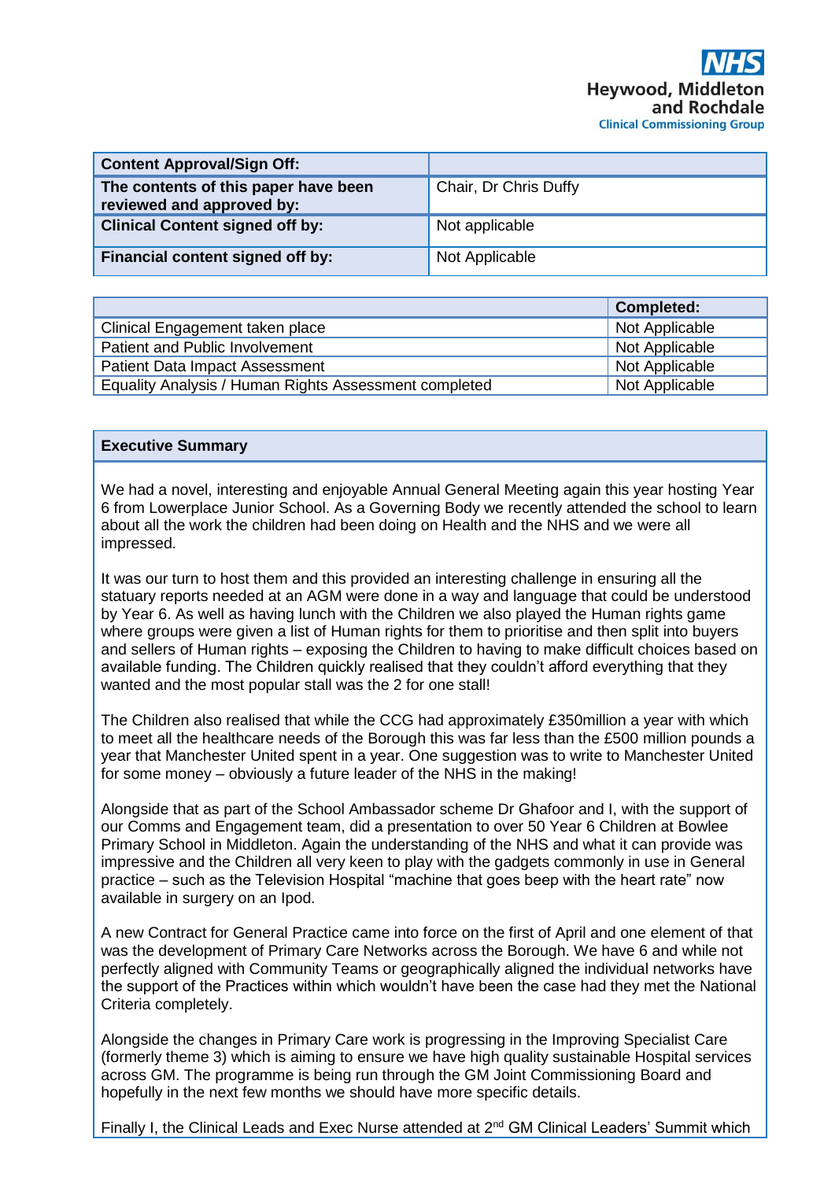Heywood, Middleton and Rochdale Clinical Commissioning Group

| Content Approval/Sign Off: | |
|---|---|
| The contents of this paper have been reviewed and approved by: | Chair, Dr Chris Duffy |
| Clinical Content signed off by: | Not applicable |
| Financial content signed off by: | Not Applicable |

| | Completed: |
|---|---|
| Clinical Engagement taken place | Not Applicable |
| Patient and Public Involvement | Not Applicable |
| Patient Data Impact Assessment | Not Applicable |
| Equality Analysis / Human Rights Assessment completed | Not Applicable |

**Executive Summary**

We had a novel, interesting and enjoyable Annual General Meeting again this year hosting Year 6 from Lowerplace Junior School. As a Governing Body we recently attended the school to learn about all the work the children had been doing on Health and the NHS and we were all impressed.

It was our turn to host them and this provided an interesting challenge in ensuring all the statuary reports needed at an AGM were done in a way and language that could be understood by Year 6. As well as having lunch with the Children we also played the Human rights game where groups were given a list of Human rights for them to prioritise and then split into buyers and sellers of Human rights – exposing the Children to having to make difficult choices based on available funding. The Children quickly realised that they couldn't afford everything that they wanted and the most popular stall was the 2 for one stall!

The Children also realised that while the CCG had approximately £350million a year with which to meet all the healthcare needs of the Borough this was far less than the £500 million pounds a year that Manchester United spent in a year. One suggestion was to write to Manchester United for some money – obviously a future leader of the NHS in the making!

Alongside that as part of the School Ambassador scheme Dr Ghafoor and I, with the support of our Comms and Engagement team, did a presentation to over 50 Year 6 Children at Bowlee Primary School in Middleton. Again the understanding of the NHS and what it can provide was impressive and the Children all very keen to play with the gadgets commonly in use in General practice – such as the Television Hospital "machine that goes beep with the heart rate" now available in surgery on an Ipod.

A new Contract for General Practice came into force on the first of April and one element of that was the development of Primary Care Networks across the Borough. We have 6 and while not perfectly aligned with Community Teams or geographically aligned the individual networks have the support of the Practices within which wouldn't have been the case had they met the National Criteria completely.

Alongside the changes in Primary Care work is progressing in the Improving Specialist Care (formerly theme 3) which is aiming to ensure we have high quality sustainable Hospital services across GM. The programme is being run through the GM Joint Commissioning Board and hopefully in the next few months we should have more specific details.

Finally I, the Clinical Leads and Exec Nurse attended at 2nd GM Clinical Leaders' Summit which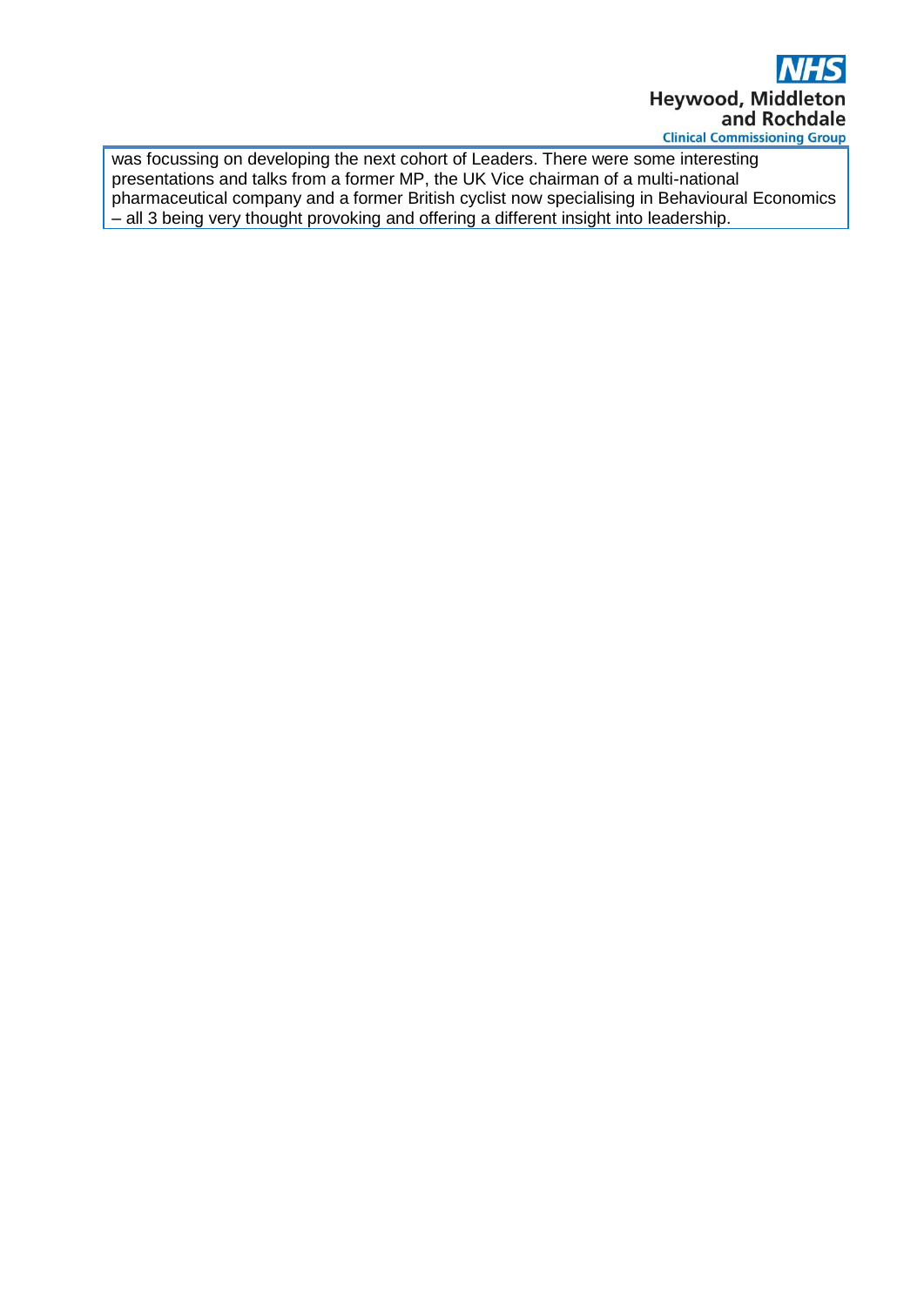was focussing on developing the next cohort of Leaders. There were some interesting presentations and talks from a former MP, the UK Vice chairman of a multi-national pharmaceutical company and a former British cyclist now specialising in Behavioural Economics – all 3 being very thought provoking and offering a different insight into leadership.